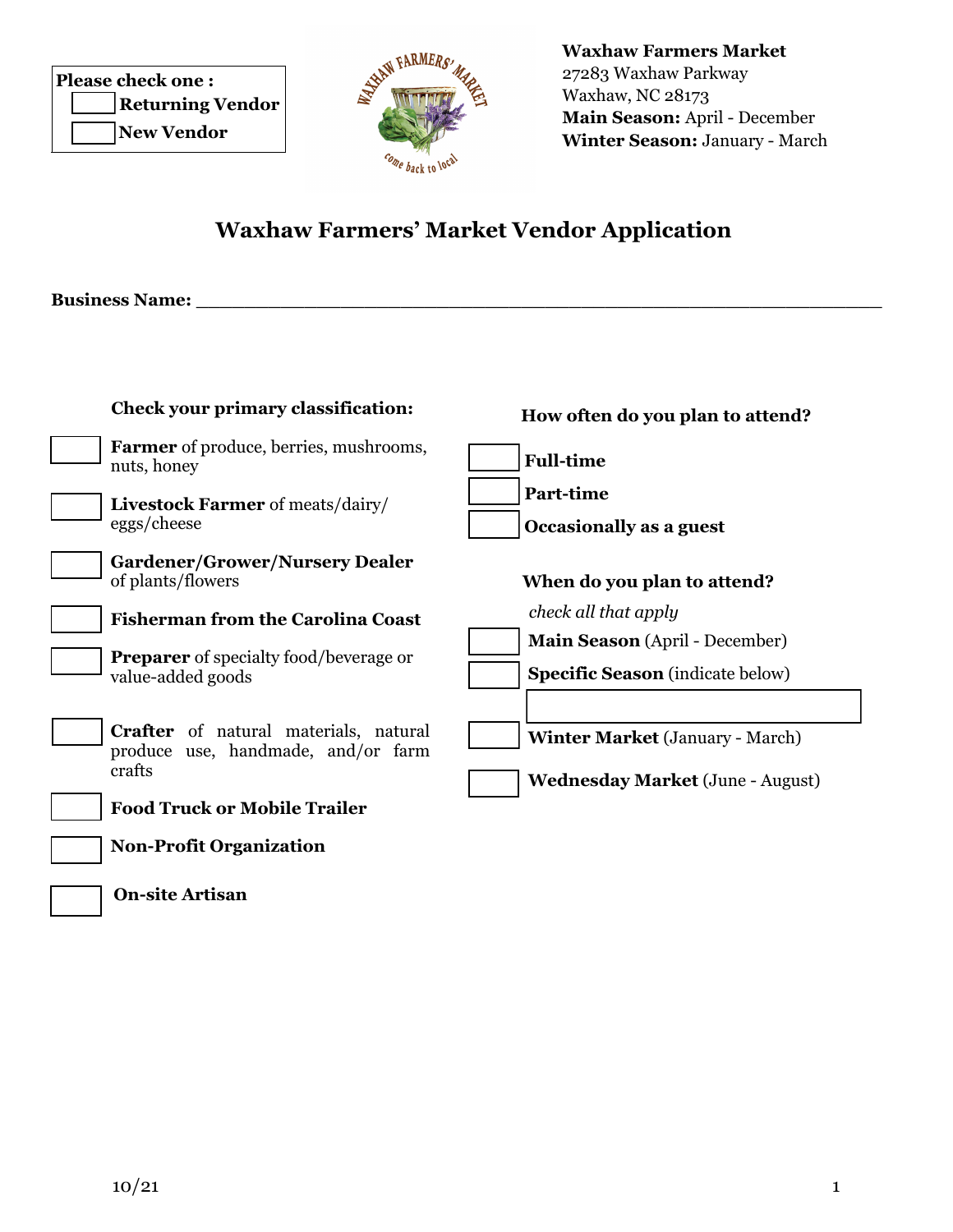**Please check one :**

☐ **Returning Vendor**

☐ **New Vendor**

**Waxhaw Farmers Market**
27283 Waxhaw Parkway
Waxhaw, NC 28173
**Main Season:** April - December
**Winter Season:** January - March

# Waxhaw Farmers' Market Vendor Application

**Business Name:** ___________________________________________________________

**Check your primary classification:**

☐ **Farmer** of produce, berries, mushrooms, nuts, honey

☐ **Livestock Farmer** of meats/dairy/ eggs/cheese

☐ **Gardener/Grower/Nursery Dealer** of plants/flowers

☐ **Fisherman from the Carolina Coast**

☐ **Preparer** of specialty food/beverage or value-added goods

☐ **Crafter** of natural materials, natural produce use, handmade, and/or farm crafts

☐ **Food Truck or Mobile Trailer**

☐ **Non-Profit Organization**

☐ **On-site Artisan**

**How often do you plan to attend?**

☐ **Full-time**

☐ **Part-time**

☐ **Occasionally as a guest**

**When do you plan to attend?**

*check all that apply*

☐ **Main Season** (April - December)

☐ **Specific Season** (indicate below)

______________________________

☐ **Winter Market** (January - March)

☐ **Wednesday Market** (June - August)

10/21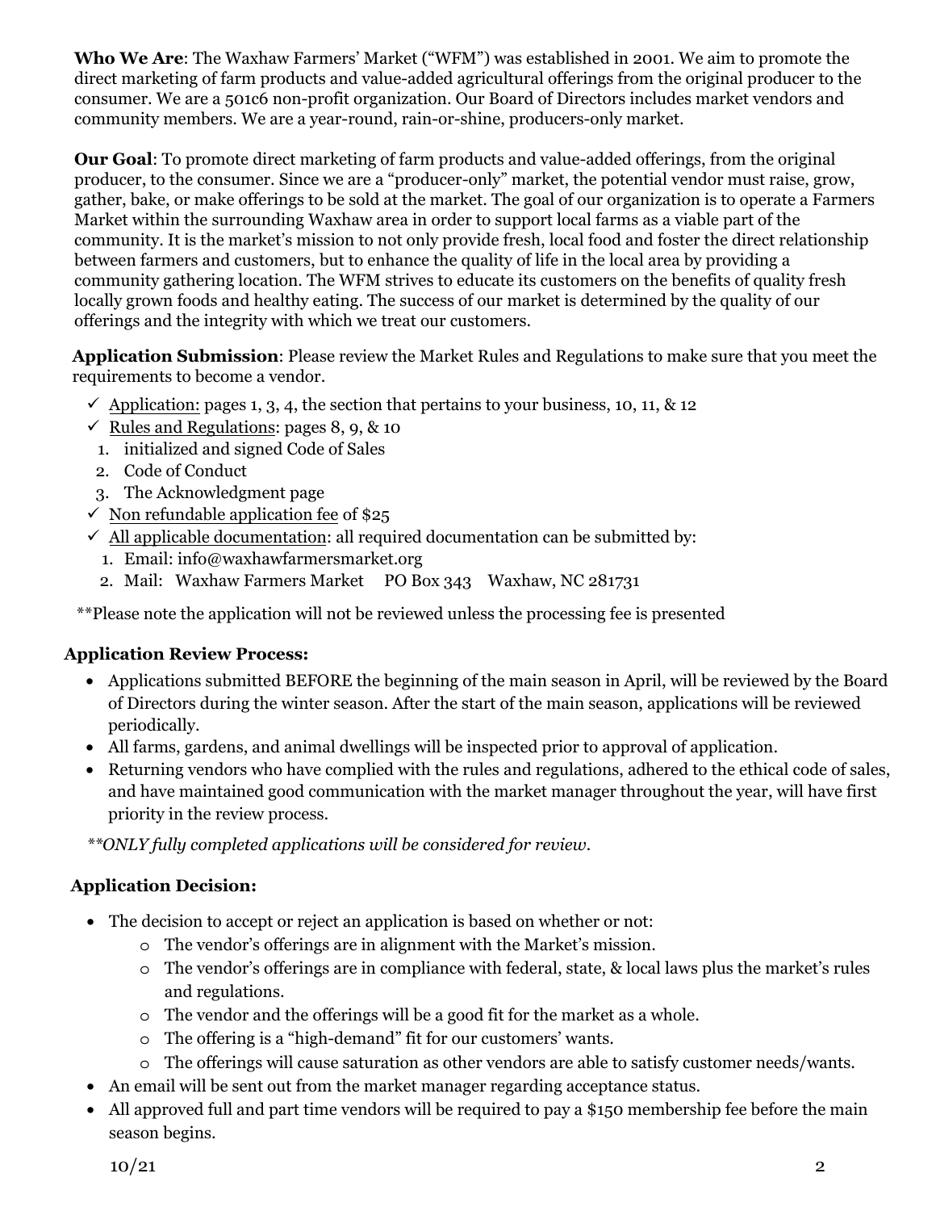**Who We Are**: The Waxhaw Farmers' Market ("WFM") was established in 2001. We aim to promote the direct marketing of farm products and value-added agricultural offerings from the original producer to the consumer. We are a 501c6 non-profit organization. Our Board of Directors includes market vendors and community members. We are a year-round, rain-or-shine, producers-only market.

**Our Goal**: To promote direct marketing of farm products and value-added offerings, from the original producer, to the consumer. Since we are a "producer-only" market, the potential vendor must raise, grow, gather, bake, or make offerings to be sold at the market. The goal of our organization is to operate a Farmers Market within the surrounding Waxhaw area in order to support local farms as a viable part of the community. It is the market's mission to not only provide fresh, local food and foster the direct relationship between farmers and customers, but to enhance the quality of life in the local area by providing a community gathering location. The WFM strives to educate its customers on the benefits of quality fresh locally grown foods and healthy eating. The success of our market is determined by the quality of our offerings and the integrity with which we treat our customers.

**Application Submission**: Please review the Market Rules and Regulations to make sure that you meet the requirements to become a vendor.

- ✓ Application: pages 1, 3, 4, the section that pertains to your business, 10, 11, & 12
- ✓ Rules and Regulations: pages 8, 9, & 10
  1. initialized and signed Code of Sales
  2. Code of Conduct
  3. The Acknowledgment page
- ✓ Non refundable application fee of $25
- ✓ All applicable documentation: all required documentation can be submitted by:
  1. Email: info@waxhawfarmersmarket.org
  2. Mail: Waxhaw Farmers Market PO Box 343 Waxhaw, NC 281731

**Please note the application will not be reviewed unless the processing fee is presented

**Application Review Process:**

- Applications submitted BEFORE the beginning of the main season in April, will be reviewed by the Board of Directors during the winter season. After the start of the main season, applications will be reviewed periodically.
- All farms, gardens, and animal dwellings will be inspected prior to approval of application.
- Returning vendors who have complied with the rules and regulations, adhered to the ethical code of sales, and have maintained good communication with the market manager throughout the year, will have first priority in the review process.

*\*\*ONLY fully completed applications will be considered for review.*

**Application Decision:**

- The decision to accept or reject an application is based on whether or not:
  - The vendor's offerings are in alignment with the Market's mission.
  - The vendor's offerings are in compliance with federal, state, & local laws plus the market's rules and regulations.
  - The vendor and the offerings will be a good fit for the market as a whole.
  - The offering is a "high-demand" fit for our customers' wants.
  - The offerings will cause saturation as other vendors are able to satisfy customer needs/wants.
- An email will be sent out from the market manager regarding acceptance status.
- All approved full and part time vendors will be required to pay a $150 membership fee before the main season begins.

10/21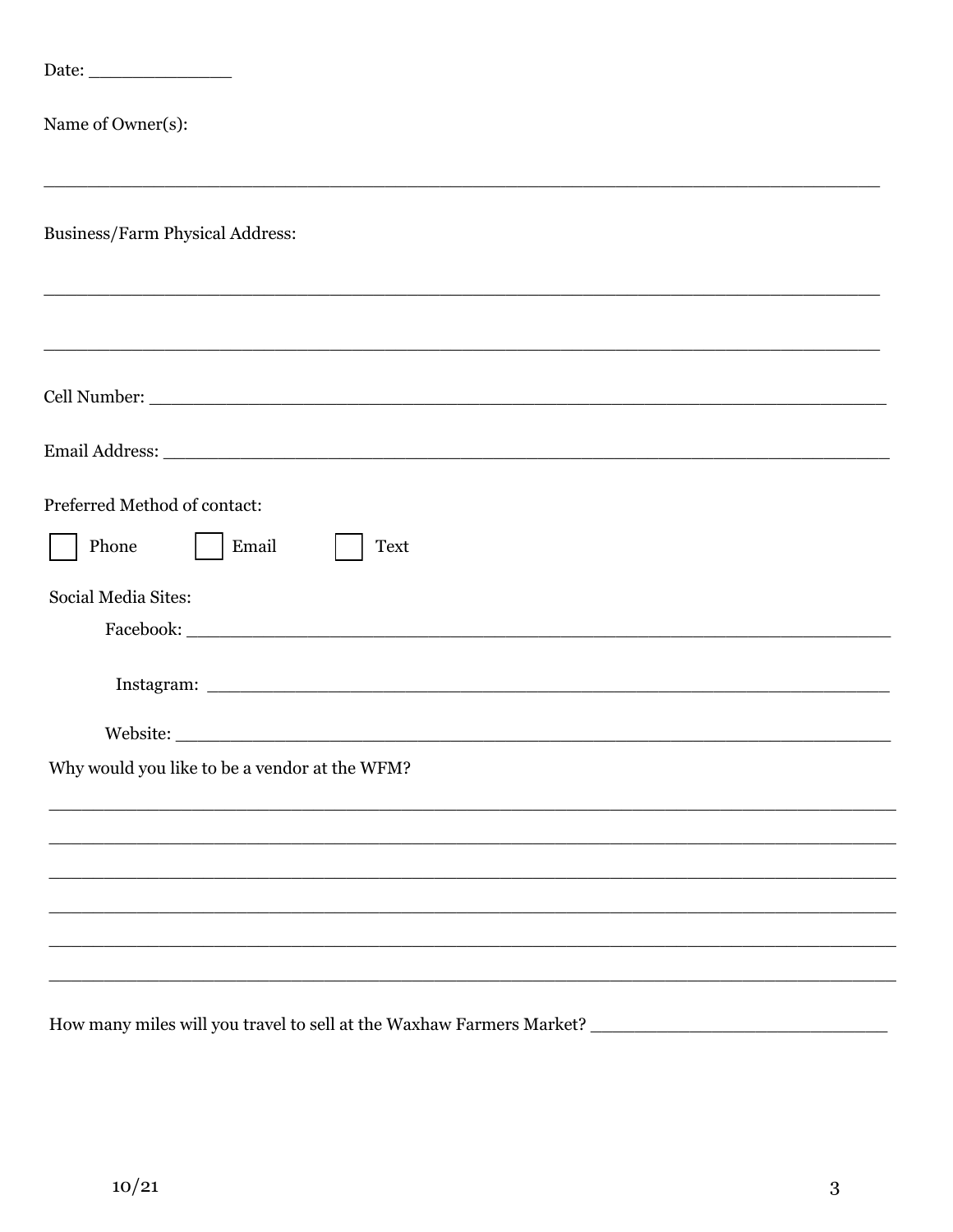Date: ______________

Name of Owner(s):

_______________________________________________________________________________

Business/Farm Physical Address:

_______________________________________________________________________________

_______________________________________________________________________________

Cell Number: _________________________________________________________________

Email Address: ________________________________________________________________

Preferred Method of contact:

☐ Phone ☐ Email ☐ Text

Social Media Sites:

Facebook: _____________________________________________________________

Instagram: _____________________________________________________________

Website: _______________________________________________________________

Why would you like to be a vendor at the WFM?

_______________________________________________________________________________

_______________________________________________________________________________

_______________________________________________________________________________

_______________________________________________________________________________

_______________________________________________________________________________

_______________________________________________________________________________

How many miles will you travel to sell at the Waxhaw Farmers Market? ____________________________

10/21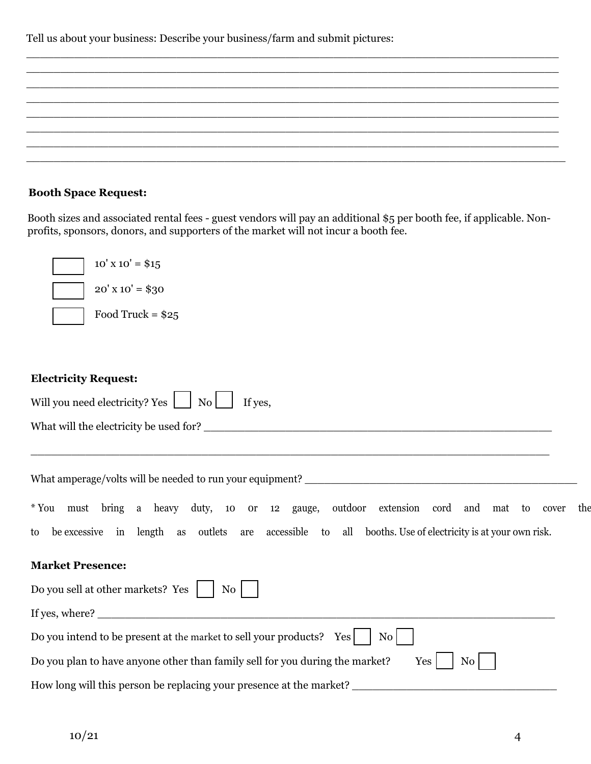Tell us about your business: Describe your business/farm and submit pictures:

\_\_\_\_\_\_\_\_\_\_\_\_\_\_\_\_\_\_\_\_\_\_\_\_\_\_\_\_\_\_\_\_\_\_\_\_\_\_\_\_\_\_\_\_\_\_\_\_\_\_\_\_\_\_\_\_\_\_\_\_\_\_\_\_\_\_\_\_\_\_\_\_\_\_\_\_\_\_
\_\_\_\_\_\_\_\_\_\_\_\_\_\_\_\_\_\_\_\_\_\_\_\_\_\_\_\_\_\_\_\_\_\_\_\_\_\_\_\_\_\_\_\_\_\_\_\_\_\_\_\_\_\_\_\_\_\_\_\_\_\_\_\_\_\_\_\_\_\_\_\_\_\_\_\_\_\_
\_\_\_\_\_\_\_\_\_\_\_\_\_\_\_\_\_\_\_\_\_\_\_\_\_\_\_\_\_\_\_\_\_\_\_\_\_\_\_\_\_\_\_\_\_\_\_\_\_\_\_\_\_\_\_\_\_\_\_\_\_\_\_\_\_\_\_\_\_\_\_\_\_\_\_\_\_\_
\_\_\_\_\_\_\_\_\_\_\_\_\_\_\_\_\_\_\_\_\_\_\_\_\_\_\_\_\_\_\_\_\_\_\_\_\_\_\_\_\_\_\_\_\_\_\_\_\_\_\_\_\_\_\_\_\_\_\_\_\_\_\_\_\_\_\_\_\_\_\_\_\_\_\_\_\_\_
\_\_\_\_\_\_\_\_\_\_\_\_\_\_\_\_\_\_\_\_\_\_\_\_\_\_\_\_\_\_\_\_\_\_\_\_\_\_\_\_\_\_\_\_\_\_\_\_\_\_\_\_\_\_\_\_\_\_\_\_\_\_\_\_\_\_\_\_\_\_\_\_\_\_\_\_\_\_
\_\_\_\_\_\_\_\_\_\_\_\_\_\_\_\_\_\_\_\_\_\_\_\_\_\_\_\_\_\_\_\_\_\_\_\_\_\_\_\_\_\_\_\_\_\_\_\_\_\_\_\_\_\_\_\_\_\_\_\_\_\_\_\_\_\_\_\_\_\_\_\_\_\_\_\_\_\_
\_\_\_\_\_\_\_\_\_\_\_\_\_\_\_\_\_\_\_\_\_\_\_\_\_\_\_\_\_\_\_\_\_\_\_\_\_\_\_\_\_\_\_\_\_\_\_\_\_\_\_\_\_\_\_\_\_\_\_\_\_\_\_\_\_\_\_\_\_\_\_\_\_\_\_\_\_\_
\_\_\_\_\_\_\_\_\_\_\_\_\_\_\_\_\_\_\_\_\_\_\_\_\_\_\_\_\_\_\_\_\_\_\_\_\_\_\_\_\_\_\_\_\_\_\_\_\_\_\_\_\_\_\_\_\_\_\_\_\_\_\_\_\_\_\_\_\_\_\_\_\_\_\_\_\_\_

**Booth Space Request:**

Booth sizes and associated rental fees - guest vendors will pay an additional $5 per booth fee, if applicable. Non-profits, sponsors, donors, and supporters of the market will not incur a booth fee.

☐ 10' x 10' = $15

☐ 20' x 10' = $30

☐ Food Truck = $25

**Electricity Request:**

Will you need electricity? Yes ☐ No ☐ If yes,

What will the electricity be used for? \_\_\_\_\_\_\_\_\_\_\_\_\_\_\_\_\_\_\_\_\_\_\_\_\_\_\_\_\_\_\_\_\_\_\_\_\_\_\_\_\_\_\_\_\_\_\_\_\_\_

\_\_\_\_\_\_\_\_\_\_\_\_\_\_\_\_\_\_\_\_\_\_\_\_\_\_\_\_\_\_\_\_\_\_\_\_\_\_\_\_\_\_\_\_\_\_\_\_\_\_\_\_\_\_\_\_\_\_\_\_\_\_\_\_\_\_\_\_\_\_\_\_\_\_\_\_

What amperage/volts will be needed to run your equipment? \_\_\_\_\_\_\_\_\_\_\_\_\_\_\_\_\_\_\_\_\_\_\_\_\_\_\_\_\_\_\_\_\_\_\_\_\_\_\_\_\_\_

* You must bring a heavy duty, 10 or 12 gauge, outdoor extension cord and mat to cover the to be excessive in length as outlets are accessible to all booths. Use of electricity is at your own risk.

**Market Presence:**

Do you sell at other markets? Yes ☐ No ☐

If yes, where? \_\_\_\_\_\_\_\_\_\_\_\_\_\_\_\_\_\_\_\_\_\_\_\_\_\_\_\_\_\_\_\_\_\_\_\_\_\_\_\_\_\_\_\_\_\_\_\_\_\_\_\_\_\_\_\_\_\_\_\_\_\_\_\_\_\_\_\_\_

Do you intend to be present at the market to sell your products? Yes ☐ No ☐

Do you plan to have anyone other than family sell for you during the market? Yes ☐ No ☐

How long will this person be replacing your presence at the market? \_\_\_\_\_\_\_\_\_\_\_\_\_\_\_\_\_\_\_\_\_\_\_\_\_\_\_\_\_\_\_\_

10/21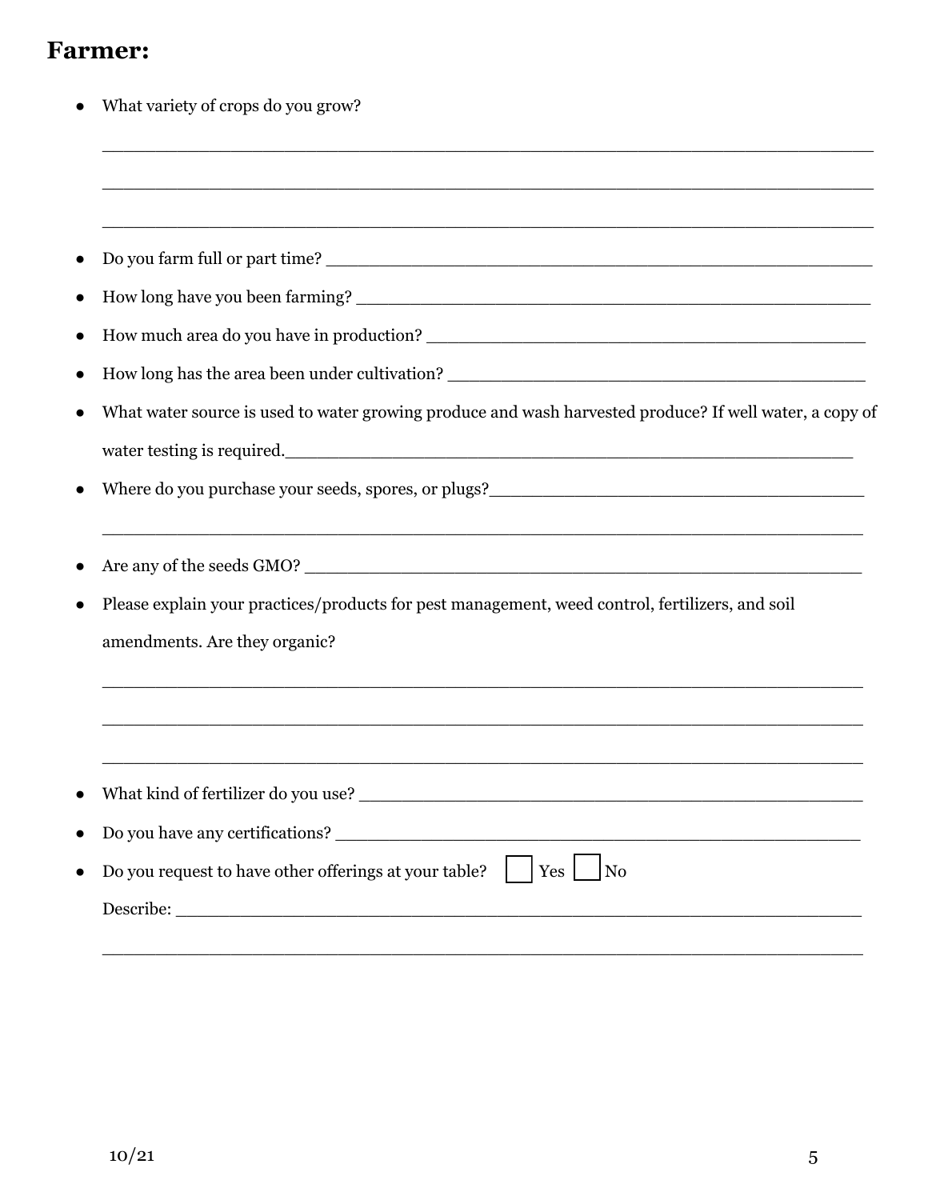## Farmer:

- What variety of crops do you grow?

  ______________________________________________________________________

  ______________________________________________________________________

  ______________________________________________________________________

- Do you farm full or part time? ______________________________________________
- How long have you been farming? ____________________________________________
- How much area do you have in production? _____________________________________
- How long has the area been under cultivation? __________________________________
- What water source is used to water growing produce and wash harvested produce? If well water, a copy of water testing is required.____________________________________________________
- Where do you purchase your seeds, spores, or plugs?______________________________

  ______________________________________________________________________

- Are any of the seeds GMO? _________________________________________________
- Please explain your practices/products for pest management, weed control, fertilizers, and soil amendments. Are they organic?

  ______________________________________________________________________

  ______________________________________________________________________

  ______________________________________________________________________

- What kind of fertilizer do you use? ___________________________________________
- Do you have any certifications? _____________________________________________
- Do you request to have other offerings at your table? ☐ Yes ☐ No

  Describe: ____________________________________________________________

  ______________________________________________________________________

10/21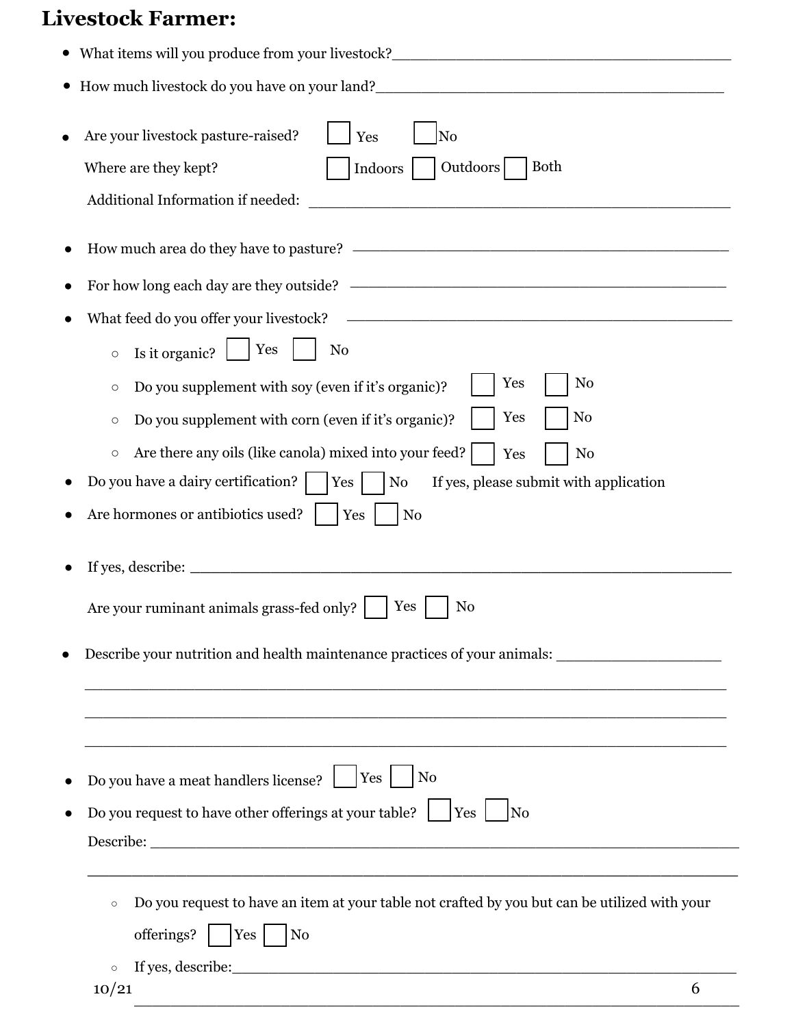## Livestock Farmer:

- What items will you produce from your livestock?\_\_\_\_\_\_\_\_\_\_\_\_\_\_\_\_\_\_\_\_\_\_\_\_\_\_\_\_\_\_\_\_\_\_\_\_\_\_\_\_
- How much livestock do you have on your land?\_\_\_\_\_\_\_\_\_\_\_\_\_\_\_\_\_\_\_\_\_\_\_\_\_\_\_\_\_\_\_\_\_\_\_\_\_\_\_\_
- Are your livestock pasture-raised? ☐ Yes ☐ No

  Where are they kept? ☐ Indoors ☐ Outdoors ☐ Both

  Additional Information if needed: \_\_\_\_\_\_\_\_\_\_\_\_\_\_\_\_\_\_\_\_\_\_\_\_\_\_\_\_\_\_\_\_\_\_\_\_\_\_\_\_

- How much area do they have to pasture? \_\_\_\_\_\_\_\_\_\_\_\_\_\_\_\_\_\_\_\_\_\_\_\_\_\_\_\_\_\_\_\_\_\_\_\_\_\_\_\_
- For how long each day are they outside? \_\_\_\_\_\_\_\_\_\_\_\_\_\_\_\_\_\_\_\_\_\_\_\_\_\_\_\_\_\_\_\_\_\_\_\_\_\_\_\_
- What feed do you offer your livestock? \_\_\_\_\_\_\_\_\_\_\_\_\_\_\_\_\_\_\_\_\_\_\_\_\_\_\_\_\_\_\_\_\_\_\_\_\_\_\_\_
  - Is it organic? ☐ Yes ☐ No
  - Do you supplement with soy (even if it's organic)? ☐ Yes ☐ No
  - Do you supplement with corn (even if it's organic)? ☐ Yes ☐ No
  - Are there any oils (like canola) mixed into your feed? ☐ Yes ☐ No
- Do you have a dairy certification? ☐ Yes ☐ No If yes, please submit with application
- Are hormones or antibiotics used? ☐ Yes ☐ No

- If yes, describe: \_\_\_\_\_\_\_\_\_\_\_\_\_\_\_\_\_\_\_\_\_\_\_\_\_\_\_\_\_\_\_\_\_\_\_\_\_\_\_\_\_\_\_\_\_\_\_\_\_\_\_\_

  Are your ruminant animals grass-fed only? ☐ Yes ☐ No

- Describe your nutrition and health maintenance practices of your animals: \_\_\_\_\_\_\_\_\_\_\_\_\_\_\_\_\_\_\_\_

  \_\_\_\_\_\_\_\_\_\_\_\_\_\_\_\_\_\_\_\_\_\_\_\_\_\_\_\_\_\_\_\_\_\_\_\_\_\_\_\_\_\_\_\_\_\_\_\_\_\_\_\_\_\_\_\_\_\_\_\_\_\_\_\_

  \_\_\_\_\_\_\_\_\_\_\_\_\_\_\_\_\_\_\_\_\_\_\_\_\_\_\_\_\_\_\_\_\_\_\_\_\_\_\_\_\_\_\_\_\_\_\_\_\_\_\_\_\_\_\_\_\_\_\_\_\_\_\_\_

  \_\_\_\_\_\_\_\_\_\_\_\_\_\_\_\_\_\_\_\_\_\_\_\_\_\_\_\_\_\_\_\_\_\_\_\_\_\_\_\_\_\_\_\_\_\_\_\_\_\_\_\_\_\_\_\_\_\_\_\_\_\_\_\_

- Do you have a meat handlers license? ☐ Yes ☐ No
- Do you request to have other offerings at your table? ☐ Yes ☐ No

  Describe: \_\_\_\_\_\_\_\_\_\_\_\_\_\_\_\_\_\_\_\_\_\_\_\_\_\_\_\_\_\_\_\_\_\_\_\_\_\_\_\_\_\_\_\_\_\_\_\_\_\_\_\_\_\_\_\_\_\_\_\_

  \_\_\_\_\_\_\_\_\_\_\_\_\_\_\_\_\_\_\_\_\_\_\_\_\_\_\_\_\_\_\_\_\_\_\_\_\_\_\_\_\_\_\_\_\_\_\_\_\_\_\_\_\_\_\_\_\_\_\_\_\_\_\_\_

  - Do you request to have an item at your table not crafted by you but can be utilized with your offerings? ☐ Yes ☐ No
  - If yes, describe:\_\_\_\_\_\_\_\_\_\_\_\_\_\_\_\_\_\_\_\_\_\_\_\_\_\_\_\_\_\_\_\_\_\_\_\_\_\_\_\_\_\_\_\_\_\_\_\_\_\_\_\_

    \_\_\_\_\_\_\_\_\_\_\_\_\_\_\_\_\_\_\_\_\_\_\_\_\_\_\_\_\_\_\_\_\_\_\_\_\_\_\_\_\_\_\_\_\_\_\_\_\_\_\_\_\_\_\_\_\_\_\_\_\_\_\_\_

10/21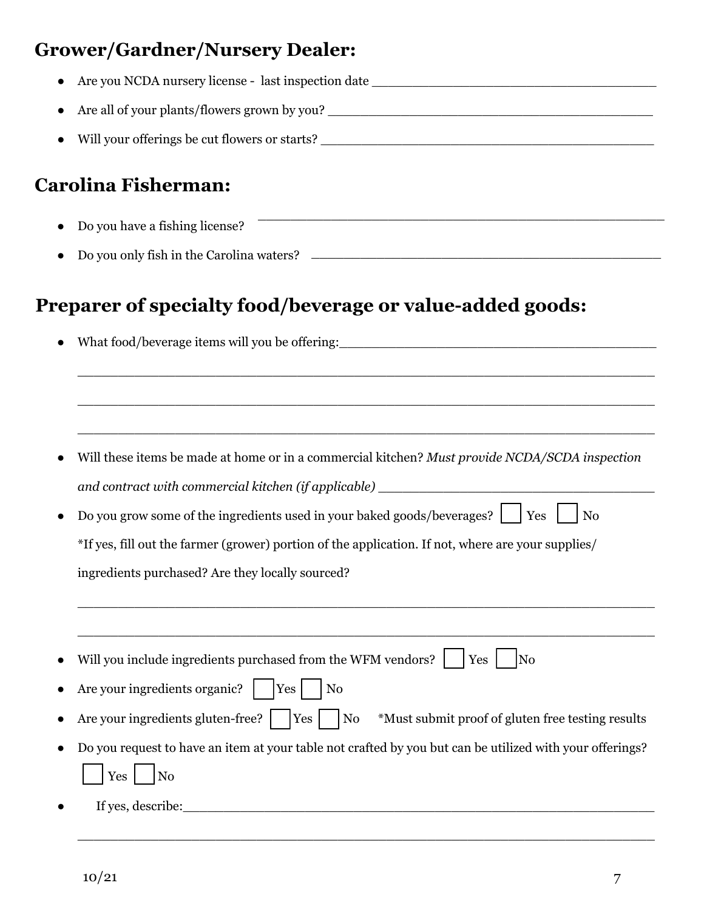## Grower/Gardner/Nursery Dealer:

- Are you NCDA nursery license - last inspection date ______________________________________
- Are all of your plants/flowers grown by you? ___________________________________________
- Will your offerings be cut flowers or starts? ____________________________________________

## Carolina Fisherman:

- Do you have a fishing license? ______________________________________________________
- Do you only fish in the Carolina waters? _______________________________________________

## Preparer of specialty food/beverage or value-added goods:

- What food/beverage items will you be offering:__________________________________________

  ________________________________________________________________________________

  ________________________________________________________________________________

  ________________________________________________________________________________

- Will these items be made at home or in a commercial kitchen? *Must provide NCDA/SCDA inspection and contract with commercial kitchen (if applicable)* ______________________________________
- Do you grow some of the ingredients used in your baked goods/beverages? ☐ Yes ☐ No

  *If yes, fill out the farmer (grower) portion of the application. If not, where are your supplies/ ingredients purchased? Are they locally sourced?

  ________________________________________________________________________________

  ________________________________________________________________________________

- Will you include ingredients purchased from the WFM vendors? ☐ Yes ☐ No
- Are your ingredients organic? ☐ Yes ☐ No
- Are your ingredients gluten-free? ☐ Yes ☐ No *Must submit proof of gluten free testing results
- Do you request to have an item at your table not crafted by you but can be utilized with your offerings?

  ☐ Yes ☐ No

- If yes, describe:_________________________________________________________________

  ________________________________________________________________________________

10/21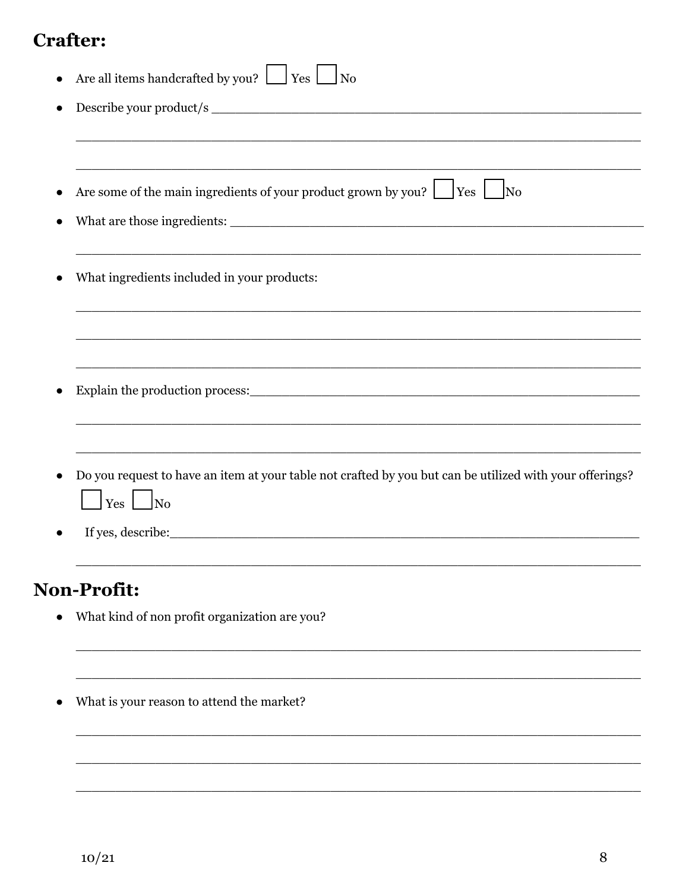## Crafter:

- Are all items handcrafted by you? ☐ Yes ☐ No
- Describe your product/s ____________________________________________

  ____________________________________________

  ____________________________________________
- Are some of the main ingredients of your product grown by you? ☐ Yes ☐ No
- What are those ingredients: ____________________________________________

  ____________________________________________
- What ingredients included in your products:

  ____________________________________________

  ____________________________________________

  ____________________________________________
- Explain the production process:____________________________________________

  ____________________________________________

  ____________________________________________
- Do you request to have an item at your table not crafted by you but can be utilized with your offerings?

  ☐ Yes ☐ No
- If yes, describe:____________________________________________

  ____________________________________________

## Non-Profit:

- What kind of non profit organization are you?

  ____________________________________________

  ____________________________________________
- What is your reason to attend the market?

  ____________________________________________

  ____________________________________________

  ____________________________________________

10/21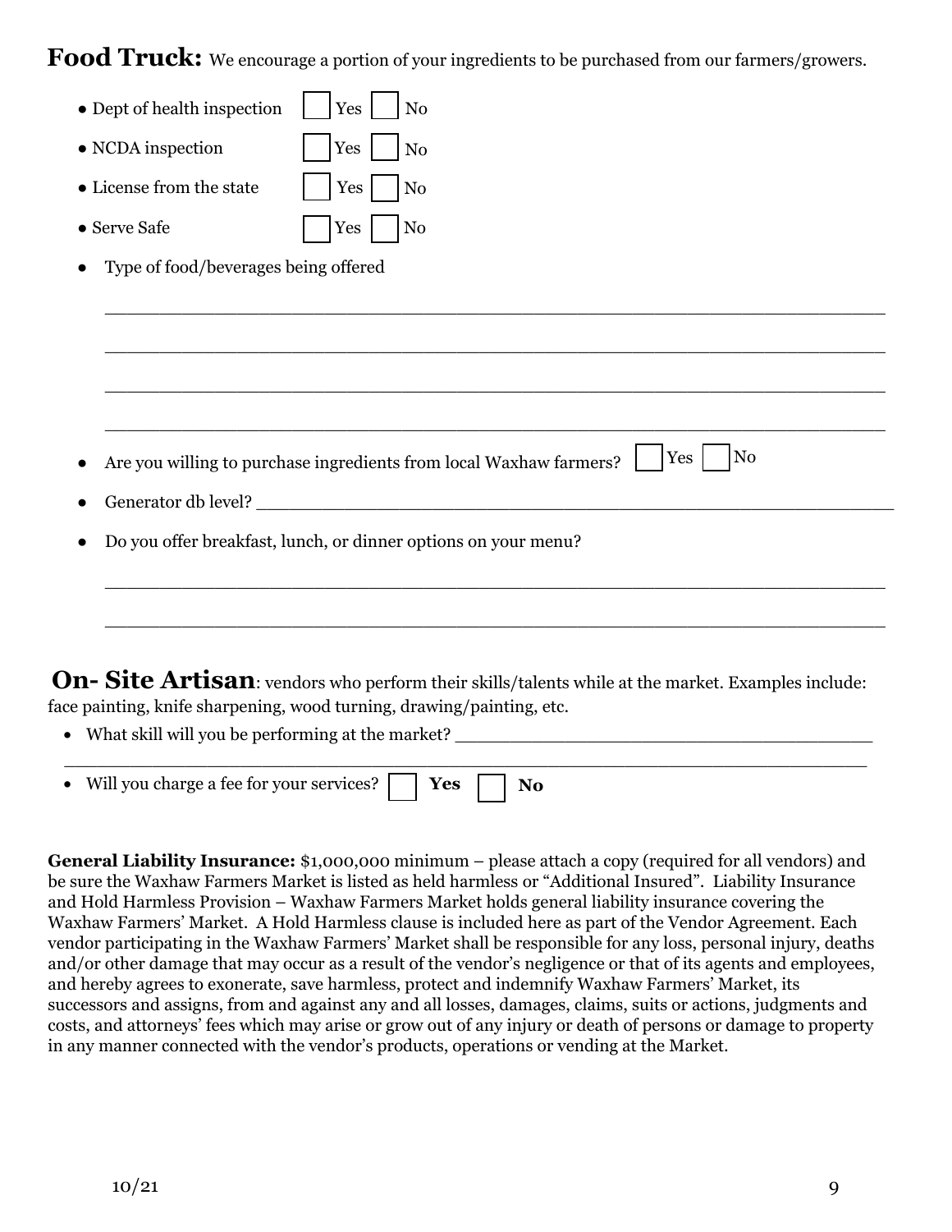**Food Truck:** We encourage a portion of your ingredients to be purchased from our farmers/growers.

- Dept of health inspection ☐ Yes ☐ No
- NCDA inspection ☐ Yes ☐ No
- License from the state ☐ Yes ☐ No
- Serve Safe ☐ Yes ☐ No
- Type of food/beverages being offered

  ___________________________________________________________________________

  ___________________________________________________________________________

  ___________________________________________________________________________

  ___________________________________________________________________________

- Are you willing to purchase ingredients from local Waxhaw farmers? ☐ Yes ☐ No
- Generator db level? ___________________________________________________________
- Do you offer breakfast, lunch, or dinner options on your menu?

  ___________________________________________________________________________

  ___________________________________________________________________________

**On- Site Artisan**: vendors who perform their skills/talents while at the market. Examples include: face painting, knife sharpening, wood turning, drawing/painting, etc.

- What skill will you be performing at the market? ________________________________________

  ___________________________________________________________________________

- Will you charge a fee for your services? ☐ **Yes** ☐ **No**

**General Liability Insurance:** $1,000,000 minimum – please attach a copy (required for all vendors) and be sure the Waxhaw Farmers Market is listed as held harmless or "Additional Insured". Liability Insurance and Hold Harmless Provision – Waxhaw Farmers Market holds general liability insurance covering the Waxhaw Farmers' Market. A Hold Harmless clause is included here as part of the Vendor Agreement. Each vendor participating in the Waxhaw Farmers' Market shall be responsible for any loss, personal injury, deaths and/or other damage that may occur as a result of the vendor's negligence or that of its agents and employees, and hereby agrees to exonerate, save harmless, protect and indemnify Waxhaw Farmers' Market, its successors and assigns, from and against any and all losses, damages, claims, suits or actions, judgments and costs, and attorneys' fees which may arise or grow out of any injury or death of persons or damage to property in any manner connected with the vendor's products, operations or vending at the Market.

10/21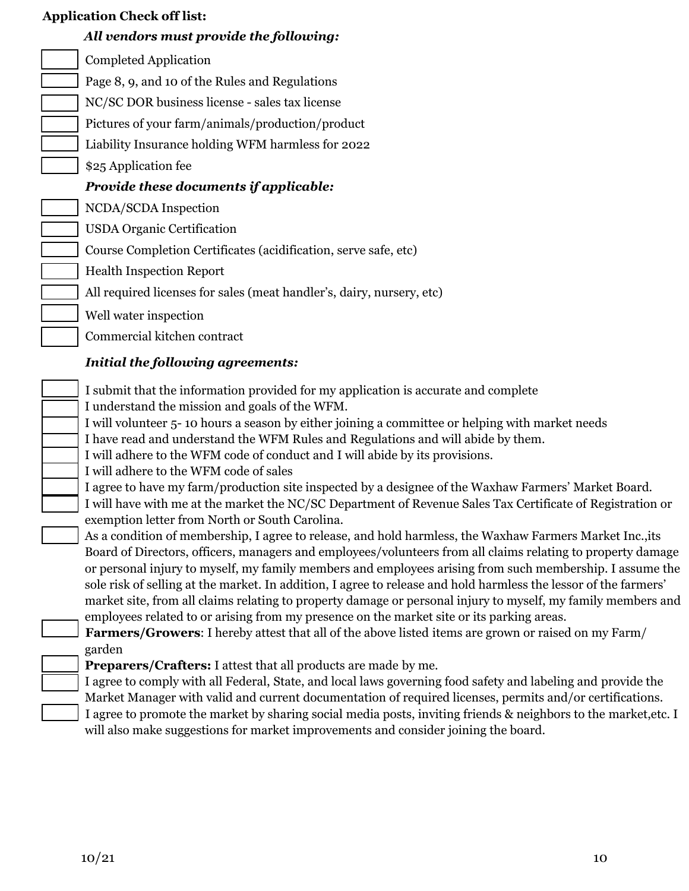**Application Check off list:**

***All vendors must provide the following:***

- [ ] Completed Application
- [ ] Page 8, 9, and 10 of the Rules and Regulations
- [ ] NC/SC DOR business license - sales tax license
- [ ] Pictures of your farm/animals/production/product
- [ ] Liability Insurance holding WFM harmless for 2022
- [ ] $25 Application fee

***Provide these documents if applicable:***

- [ ] NCDA/SCDA Inspection
- [ ] USDA Organic Certification
- [ ] Course Completion Certificates (acidification, serve safe, etc)
- [ ] Health Inspection Report
- [ ] All required licenses for sales (meat handler's, dairy, nursery, etc)
- [ ] Well water inspection
- [ ] Commercial kitchen contract

***Initial the following agreements:***

- [ ] I submit that the information provided for my application is accurate and complete
- [ ] I understand the mission and goals of the WFM.
- [ ] I will volunteer 5- 10 hours a season by either joining a committee or helping with market needs
- [ ] I have read and understand the WFM Rules and Regulations and will abide by them.
- [ ] I will adhere to the WFM code of conduct and I will abide by its provisions.
- [ ] I will adhere to the WFM code of sales
- [ ] I agree to have my farm/production site inspected by a designee of the Waxhaw Farmers' Market Board.
- [ ] I will have with me at the market the NC/SC Department of Revenue Sales Tax Certificate of Registration or exemption letter from North or South Carolina.
- [ ] As a condition of membership, I agree to release, and hold harmless, the Waxhaw Farmers Market Inc.,its Board of Directors, officers, managers and employees/volunteers from all claims relating to property damage or personal injury to myself, my family members and employees arising from such membership. I assume the sole risk of selling at the market. In addition, I agree to release and hold harmless the lessor of the farmers' market site, from all claims relating to property damage or personal injury to myself, my family members and employees related to or arising from my presence on the market site or its parking areas.
- [ ] **Farmers/Growers**: I hereby attest that all of the above listed items are grown or raised on my Farm/ garden
- [ ] **Preparers/Crafters:** I attest that all products are made by me.
- [ ] I agree to comply with all Federal, State, and local laws governing food safety and labeling and provide the Market Manager with valid and current documentation of required licenses, permits and/or certifications.
- [ ] I agree to promote the market by sharing social media posts, inviting friends & neighbors to the market,etc. I will also make suggestions for market improvements and consider joining the board.

10/21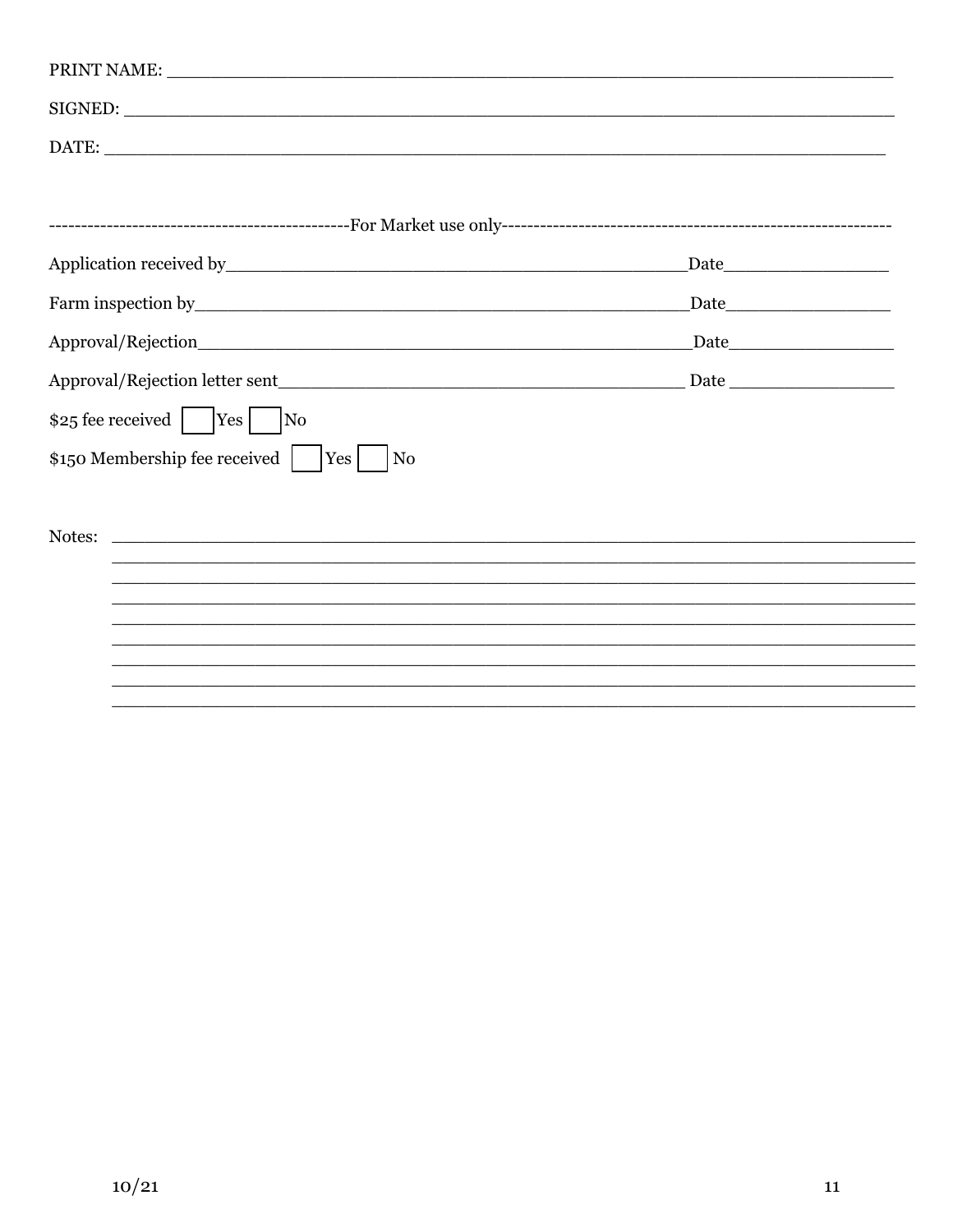PRINT NAME: ___________________________________________________________________

SIGNED: _______________________________________________________________________

DATE: _________________________________________________________________________

----------------------------------------------For Market use only-------------------------------------------------------------

Application received by_____________________________________________Date_________________

Farm inspection by_________________________________________________Date_________________

Approval/Rejection__________________________________________________Date_________________

Approval/Rejection letter sent________________________________________ Date _________________

$25 fee received ☐ Yes ☐ No

$150 Membership fee received ☐ Yes ☐ No

Notes: ________________________________________________________________________

________________________________________________________________________

________________________________________________________________________

________________________________________________________________________

________________________________________________________________________

________________________________________________________________________

________________________________________________________________________

________________________________________________________________________

________________________________________________________________________

10/21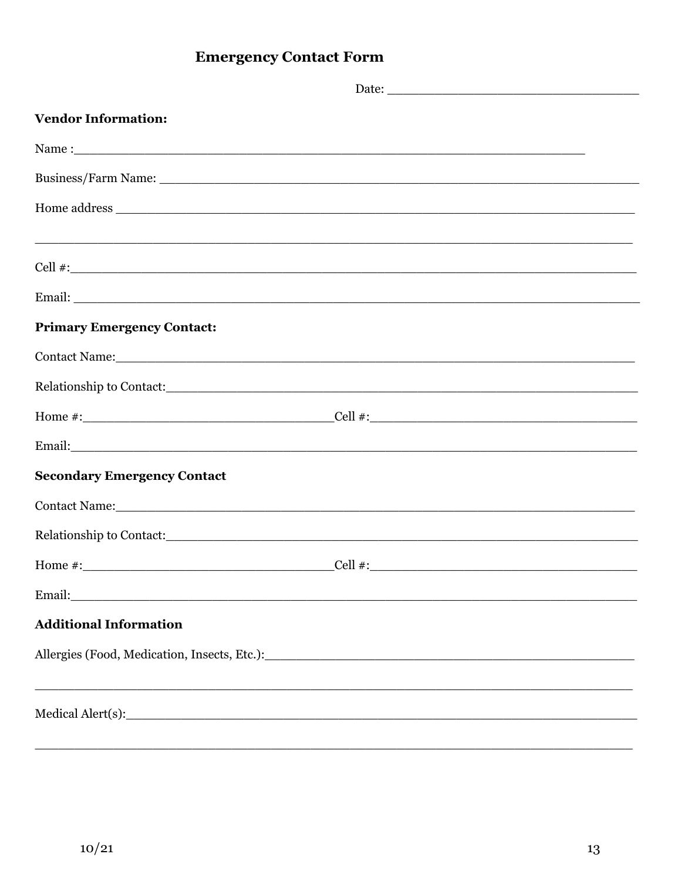## Emergency Contact Form

Date: ______________________________

**Vendor Information:**

Name :______________________________________________________________

Business/Farm Name: __________________________________________________________

Home address ________________________________________________________________

_____________________________________________________________________________

Cell #:______________________________________________________________________

Email: ______________________________________________________________________

**Primary Emergency Contact:**

Contact Name:________________________________________________________________

Relationship to Contact:_____________________________________________________

Home #:_______________________________Cell #:_________________________________

Email:_______________________________________________________________________

**Secondary Emergency Contact**

Contact Name:________________________________________________________________

Relationship to Contact:_____________________________________________________

Home #:_______________________________Cell #:_________________________________

Email:_______________________________________________________________________

**Additional Information**

Allergies (Food, Medication, Insects, Etc.):_________________________________

_____________________________________________________________________________

Medical Alert(s):____________________________________________________________

_____________________________________________________________________________

10/21